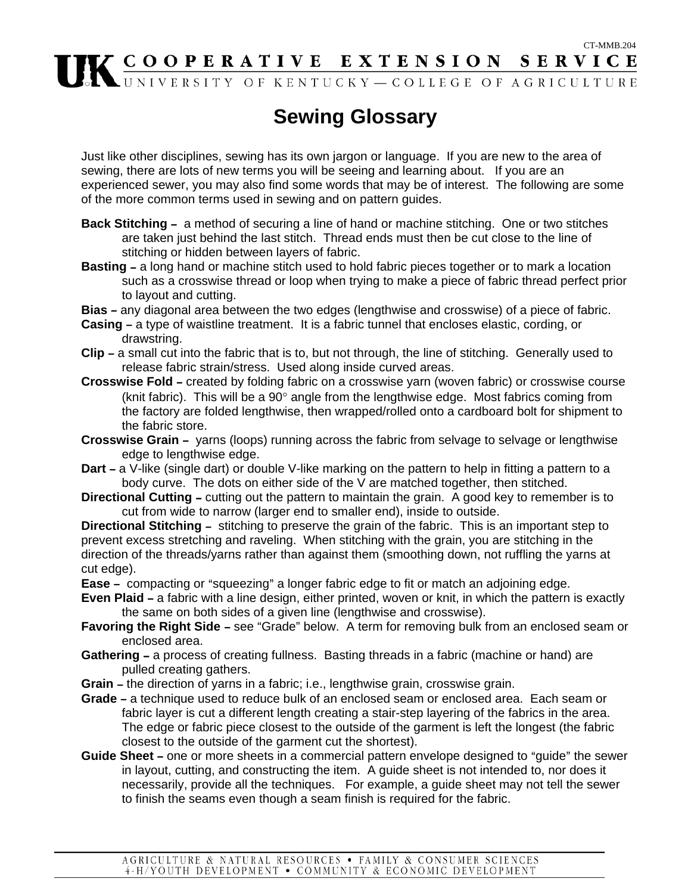# Sewing Glossary

Just like other disciplines, sewing has its own jargon or language. If you are new to the area of sewing, there are lots of new terms you will be seeing and learning about. If you are an experienced sewer, you may also find some words that may be of interest. The following are some of the more common terms used in sewing and on pattern guides.

**Back Stitching –** a method of securing a line of hand or machine stitching. One or two stitches are taken just behind the last stitch. Thread ends must then be cut close to the line of stitching or hidden between layers of fabric.

**Basting –** a long hand or machine stitch used to hold fabric pieces together or to mark a location such as a crosswise thread or loop when trying to make a piece of fabric thread perfect prior to layout and cutting.

**Bias –** any diagonal area between the two edges (lengthwise and crosswise) of a piece of fabric.

**Casing –** a type of waistline treatment. It is a fabric tunnel that encloses elastic, cording, or drawstring.

**Clip –** a small cut into the fabric that is to, but not through, the line of stitching. Generally used to release fabric strain/stress. Used along inside curved areas.

**Crosswise Fold –** created by folding fabric on a crosswise yarn (woven fabric) or crosswise course (knit fabric). This will be a 90° angle from the lengthwise edge. Most fabrics coming from the factory are folded lengthwise, then wrapped/rolled onto a cardboard bolt for shipment to the fabric store.

**Crosswise Grain –** yarns (loops) running across the fabric from selvage to selvage or lengthwise edge to lengthwise edge.

**Dart –** a V-like (single dart) or double V-like marking on the pattern to help in fitting a pattern to a body curve. The dots on either side of the V are matched together, then stitched.

**Directional Cutting –** cutting out the pattern to maintain the grain. A good key to remember is to cut from wide to narrow (larger end to smaller end), inside to outside.

**Directional Stitching –** stitching to preserve the grain of the fabric. This is an important step to prevent excess stretching and raveling. When stitching with the grain, you are stitching in the direction of the threads/yarns rather than against them (smoothing down, not ruffling the yarns at cut edge).

**Ease –** compacting or "squeezing" a longer fabric edge to fit or match an adjoining edge.

**Even Plaid –** a fabric with a line design, either printed, woven or knit, in which the pattern is exactly the same on both sides of a given line (lengthwise and crosswise).

**Favoring the Right Side –** see "Grade" below. A term for removing bulk from an enclosed seam or enclosed area.

**Gathering –** a process of creating fullness. Basting threads in a fabric (machine or hand) are pulled creating gathers.

**Grain –** the direction of yarns in a fabric; i.e., lengthwise grain, crosswise grain.

**Grade –** a technique used to reduce bulk of an enclosed seam or enclosed area. Each seam or fabric layer is cut a different length creating a stair-step layering of the fabrics in the area. The edge or fabric piece closest to the outside of the garment is left the longest (the fabric closest to the outside of the garment cut the shortest).

**Guide Sheet –** one or more sheets in a commercial pattern envelope designed to "guide" the sewer in layout, cutting, and constructing the item. A guide sheet is not intended to, nor does it necessarily, provide all the techniques. For example, a guide sheet may not tell the sewer to finish the seams even though a seam finish is required for the fabric.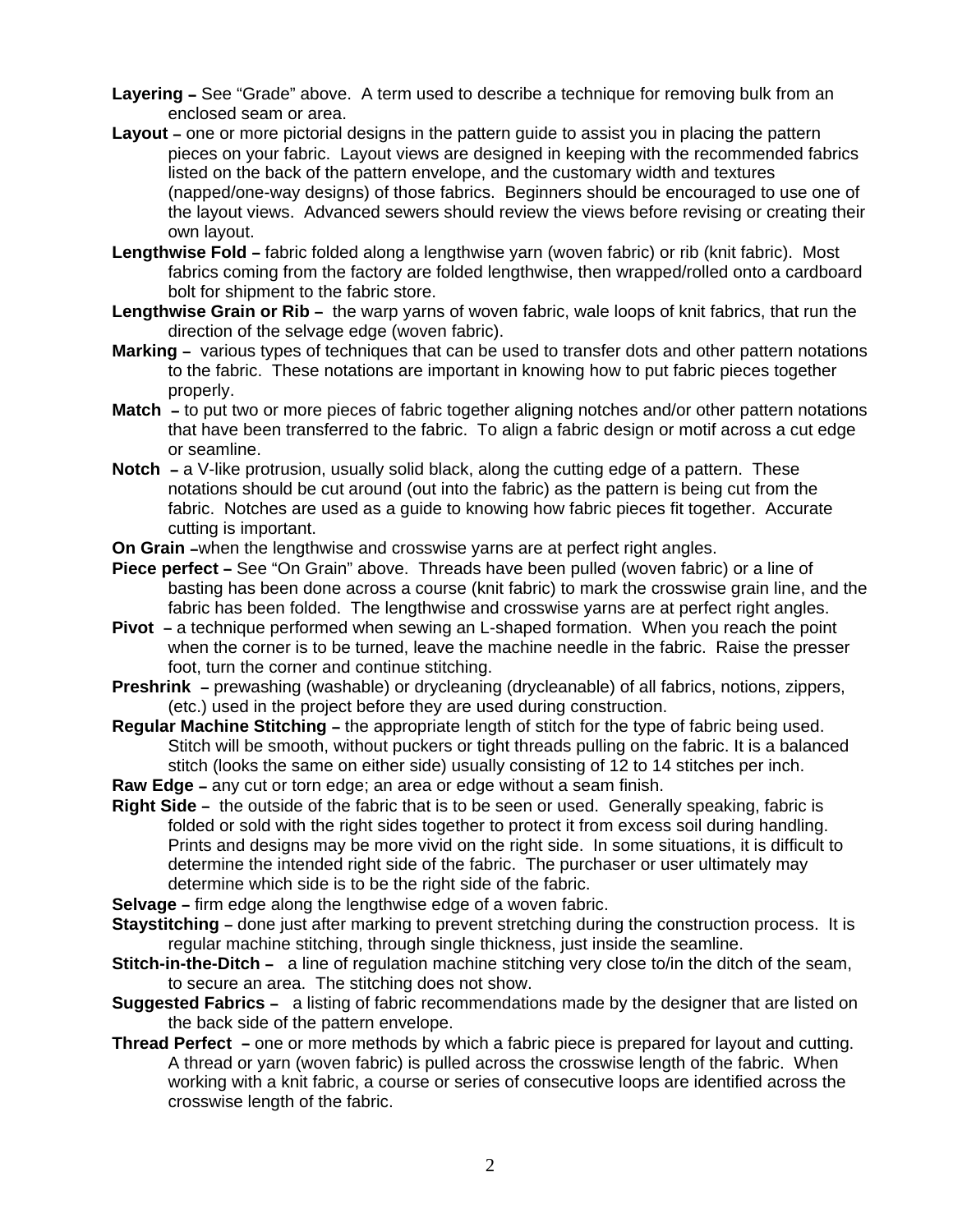**Layering –** See "Grade" above. A term used to describe a technique for removing bulk from an enclosed seam or area.

**Layout –** one or more pictorial designs in the pattern guide to assist you in placing the pattern pieces on your fabric. Layout views are designed in keeping with the recommended fabrics listed on the back of the pattern envelope, and the customary width and textures (napped/one-way designs) of those fabrics. Beginners should be encouraged to use one of the layout views. Advanced sewers should review the views before revising or creating their own layout.

**Lengthwise Fold –** fabric folded along a lengthwise yarn (woven fabric) or rib (knit fabric). Most fabrics coming from the factory are folded lengthwise, then wrapped/rolled onto a cardboard bolt for shipment to the fabric store.

**Lengthwise Grain or Rib –** the warp yarns of woven fabric, wale loops of knit fabrics, that run the direction of the selvage edge (woven fabric).

**Marking –** various types of techniques that can be used to transfer dots and other pattern notations to the fabric. These notations are important in knowing how to put fabric pieces together properly.

**Match –** to put two or more pieces of fabric together aligning notches and/or other pattern notations that have been transferred to the fabric. To align a fabric design or motif across a cut edge or seamline.

**Notch –** a V-like protrusion, usually solid black, along the cutting edge of a pattern. These notations should be cut around (out into the fabric) as the pattern is being cut from the fabric. Notches are used as a guide to knowing how fabric pieces fit together. Accurate cutting is important.

**On Grain –**when the lengthwise and crosswise yarns are at perfect right angles.

**Piece perfect –** See "On Grain" above. Threads have been pulled (woven fabric) or a line of basting has been done across a course (knit fabric) to mark the crosswise grain line, and the fabric has been folded. The lengthwise and crosswise yarns are at perfect right angles.

**Pivot –** a technique performed when sewing an L-shaped formation. When you reach the point when the corner is to be turned, leave the machine needle in the fabric. Raise the presser foot, turn the corner and continue stitching.

**Preshrink –** prewashing (washable) or drycleaning (drycleanable) of all fabrics, notions, zippers, (etc.) used in the project before they are used during construction.

**Regular Machine Stitching –** the appropriate length of stitch for the type of fabric being used. Stitch will be smooth, without puckers or tight threads pulling on the fabric. It is a balanced stitch (looks the same on either side) usually consisting of 12 to 14 stitches per inch.

**Raw Edge –** any cut or torn edge; an area or edge without a seam finish.

**Right Side –** the outside of the fabric that is to be seen or used. Generally speaking, fabric is folded or sold with the right sides together to protect it from excess soil during handling. Prints and designs may be more vivid on the right side. In some situations, it is difficult to determine the intended right side of the fabric. The purchaser or user ultimately may determine which side is to be the right side of the fabric.

**Selvage –** firm edge along the lengthwise edge of a woven fabric.

**Staystitching –** done just after marking to prevent stretching during the construction process. It is regular machine stitching, through single thickness, just inside the seamline.

**Stitch-in-the-Ditch –** a line of regulation machine stitching very close to/in the ditch of the seam, to secure an area. The stitching does not show.

**Suggested Fabrics –** a listing of fabric recommendations made by the designer that are listed on the back side of the pattern envelope.

**Thread Perfect –** one or more methods by which a fabric piece is prepared for layout and cutting. A thread or yarn (woven fabric) is pulled across the crosswise length of the fabric. When working with a knit fabric, a course or series of consecutive loops are identified across the crosswise length of the fabric.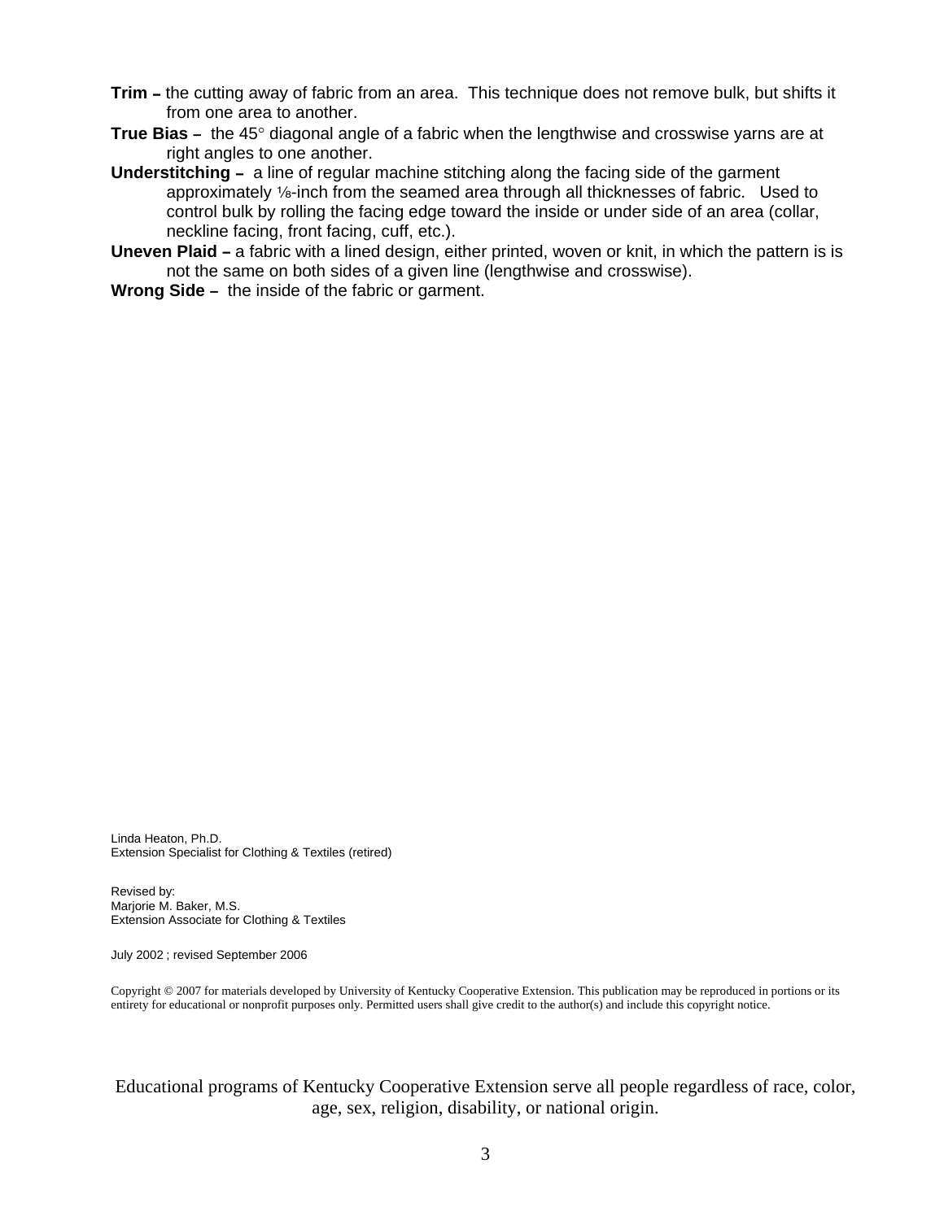**Trim –** the cutting away of fabric from an area. This technique does not remove bulk, but shifts it from one area to another.

**True Bias –** the 45° diagonal angle of a fabric when the lengthwise and crosswise yarns are at right angles to one another.

**Understitching –** a line of regular machine stitching along the facing side of the garment approximately ⅛-inch from the seamed area through all thicknesses of fabric. Used to control bulk by rolling the facing edge toward the inside or under side of an area (collar, neckline facing, front facing, cuff, etc.).

**Uneven Plaid –** a fabric with a lined design, either printed, woven or knit, in which the pattern is is not the same on both sides of a given line (lengthwise and crosswise).

**Wrong Side –** the inside of the fabric or garment.

Linda Heaton, Ph.D.
Extension Specialist for Clothing & Textiles (retired)

Revised by:
Marjorie M. Baker, M.S.
Extension Associate for Clothing & Textiles

July 2002 ; revised September 2006

Copyright © 2007 for materials developed by University of Kentucky Cooperative Extension. This publication may be reproduced in portions or its entirety for educational or nonprofit purposes only. Permitted users shall give credit to the author(s) and include this copyright notice.

Educational programs of Kentucky Cooperative Extension serve all people regardless of race, color, age, sex, religion, disability, or national origin.